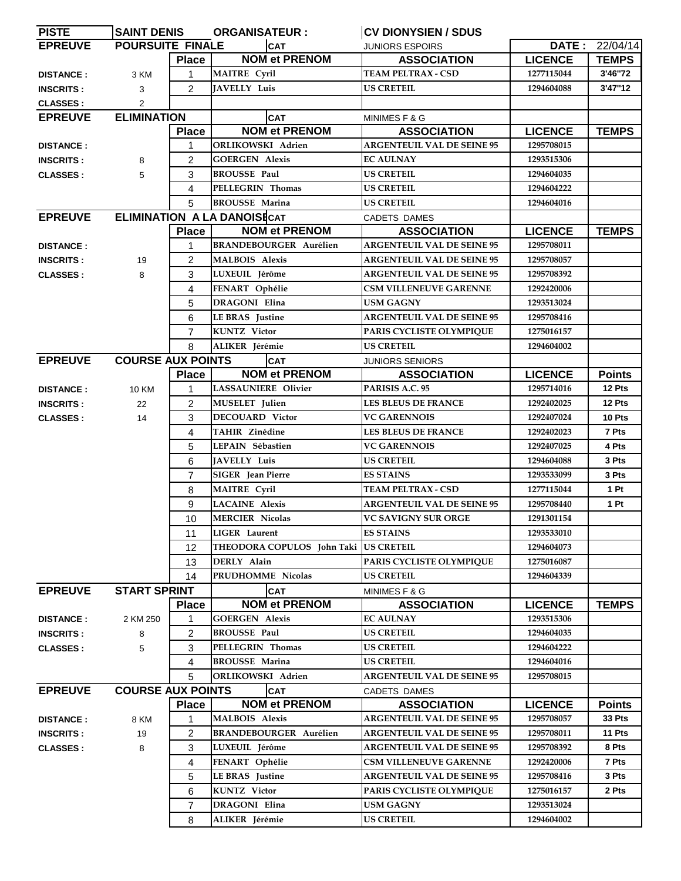| PISTE | SAINT DENIS | | ORGANISATEUR : | CV DIONYSIEN / SDUS | | |
|---|---|---|---|---|---|---|
| **EPREUVE** | **POURSUITE FINALE** | | **CAT** | JUNIORS ESPOIRS | **DATE :** | 22/04/14 |
| | | **Place** | **NOM et PRENOM** | **ASSOCIATION** | **LICENCE** | **TEMPS** |
| **DISTANCE :** | 3 KM | 1 | MAITRE Cyril | TEAM PELTRAX - CSD | 1277115044 | 3'46"72 |
| **INSCRITS :** | 3 | 2 | JAVELLY Luis | US CRETEIL | 1294604088 | 3'47"12 |
| **CLASSES :** | 2 | | | | | |
| **EPREUVE** | **ELIMINATION** | | **CAT** | MINIMES F & G | | |
| | | **Place** | **NOM et PRENOM** | **ASSOCIATION** | **LICENCE** | **TEMPS** |
| **DISTANCE :** | | 1 | ORLIKOWSKI Adrien | ARGENTEUIL VAL DE SEINE 95 | 1295708015 | |
| **INSCRITS :** | 8 | 2 | GOERGEN Alexis | EC AULNAY | 1293515306 | |
| **CLASSES :** | 5 | 3 | BROUSSE Paul | US CRETEIL | 1294604035 | |
| | | 4 | PELLEGRIN Thomas | US CRETEIL | 1294604222 | |
| | | 5 | BROUSSE Marina | US CRETEIL | 1294604016 | |
| **EPREUVE** | **ELIMINATION A LA DANOISE** | | **CAT** | CADETS DAMES | | |
| | | **Place** | **NOM et PRENOM** | **ASSOCIATION** | **LICENCE** | **TEMPS** |
| **DISTANCE :** | | 1 | BRANDEBOURGER Aurélien | ARGENTEUIL VAL DE SEINE 95 | 1295708011 | |
| **INSCRITS :** | 19 | 2 | MALBOIS Alexis | ARGENTEUIL VAL DE SEINE 95 | 1295708057 | |
| **CLASSES :** | 8 | 3 | LUXEUIL Jérôme | ARGENTEUIL VAL DE SEINE 95 | 1295708392 | |
| | | 4 | FENART Ophélie | CSM VILLENEUVE GARENNE | 1292420006 | |
| | | 5 | DRAGONI Elina | USM GAGNY | 1293513024 | |
| | | 6 | LE BRAS Justine | ARGENTEUIL VAL DE SEINE 95 | 1295708416 | |
| | | 7 | KUNTZ Victor | PARIS CYCLISTE OLYMPIQUE | 1275016157 | |
| | | 8 | ALIKER Jérémie | US CRETEIL | 1294604002 | |
| **EPREUVE** | **COURSE AUX POINTS** | | **CAT** | JUNIORS SENIORS | | |
| | | **Place** | **NOM et PRENOM** | **ASSOCIATION** | **LICENCE** | **Points** |
| **DISTANCE :** | 10 KM | 1 | LASSAUNIERE Olivier | PARISIS A.C. 95 | 1295714016 | 12 Pts |
| **INSCRITS :** | 22 | 2 | MUSELET Julien | LES BLEUS DE FRANCE | 1292402025 | 12 Pts |
| **CLASSES :** | 14 | 3 | DECOUARD Victor | VC GARENNOIS | 1292407024 | 10 Pts |
| | | 4 | TAHIR Zinédine | LES BLEUS DE FRANCE | 1292402023 | 7 Pts |
| | | 5 | LEPAIN Sébastien | VC GARENNOIS | 1292407025 | 4 Pts |
| | | 6 | JAVELLY Luis | US CRETEIL | 1294604088 | 3 Pts |
| | | 7 | SIGER Jean Pierre | ES STAINS | 1293533099 | 3 Pts |
| | | 8 | MAITRE Cyril | TEAM PELTRAX - CSD | 1277115044 | 1 Pt |
| | | 9 | LACAINE Alexis | ARGENTEUIL VAL DE SEINE 95 | 1295708440 | 1 Pt |
| | | 10 | MERCIER Nicolas | VC SAVIGNY SUR ORGE | 1291301154 | |
| | | 11 | LIGER Laurent | ES STAINS | 1293533010 | |
| | | 12 | THEODORA COPULOS John Taki | US CRETEIL | 1294604073 | |
| | | 13 | DERLY Alain | PARIS CYCLISTE OLYMPIQUE | 1275016087 | |
| | | 14 | PRUDHOMME Nicolas | US CRETEIL | 1294604339 | |
| **EPREUVE** | **START SPRINT** | | **CAT** | MINIMES F & G | | |
| | | **Place** | **NOM et PRENOM** | **ASSOCIATION** | **LICENCE** | **TEMPS** |
| **DISTANCE :** | 2 KM 250 | 1 | GOERGEN Alexis | EC AULNAY | 1293515306 | |
| **INSCRITS :** | 8 | 2 | BROUSSE Paul | US CRETEIL | 1294604035 | |
| **CLASSES :** | 5 | 3 | PELLEGRIN Thomas | US CRETEIL | 1294604222 | |
| | | 4 | BROUSSE Marina | US CRETEIL | 1294604016 | |
| | | 5 | ORLIKOWSKI Adrien | ARGENTEUIL VAL DE SEINE 95 | 1295708015 | |
| **EPREUVE** | **COURSE AUX POINTS** | | **CAT** | CADETS DAMES | | |
| | | **Place** | **NOM et PRENOM** | **ASSOCIATION** | **LICENCE** | **Points** |
| **DISTANCE :** | 8 KM | 1 | MALBOIS Alexis | ARGENTEUIL VAL DE SEINE 95 | 1295708057 | 33 Pts |
| **INSCRITS :** | 19 | 2 | BRANDEBOURGER Aurélien | ARGENTEUIL VAL DE SEINE 95 | 1295708011 | 11 Pts |
| **CLASSES :** | 8 | 3 | LUXEUIL Jérôme | ARGENTEUIL VAL DE SEINE 95 | 1295708392 | 8 Pts |
| | | 4 | FENART Ophélie | CSM VILLENEUVE GARENNE | 1292420006 | 7 Pts |
| | | 5 | LE BRAS Justine | ARGENTEUIL VAL DE SEINE 95 | 1295708416 | 3 Pts |
| | | 6 | KUNTZ Victor | PARIS CYCLISTE OLYMPIQUE | 1275016157 | 2 Pts |
| | | 7 | DRAGONI Elina | USM GAGNY | 1293513024 | |
| | | 8 | ALIKER Jérémie | US CRETEIL | 1294604002 | |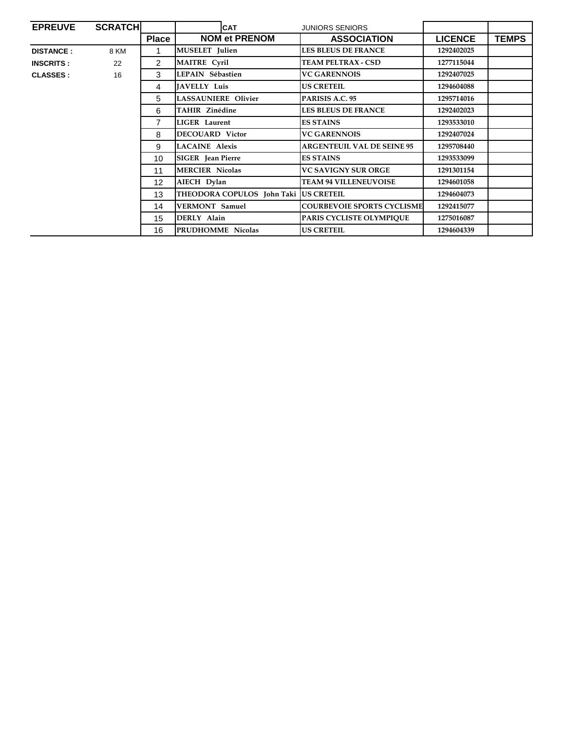| EPREUVE | SCRATCH | | | CAT | JUNIORS SENIORS | | |
|---|---|---|---|---|---|---|---|
| | | Place | NOM et PRENOM | | ASSOCIATION | LICENCE | TEMPS |
| DISTANCE : | 8 KM | 1 | MUSELET Julien | | LES BLEUS DE FRANCE | 1292402025 | |
| INSCRITS : | 22 | 2 | MAITRE Cyril | | TEAM PELTRAX - CSD | 1277115044 | |
| CLASSES : | 16 | 3 | LEPAIN Sébastien | | VC GARENNOIS | 1292407025 | |
| | | 4 | JAVELLY Luis | | US CRETEIL | 1294604088 | |
| | | 5 | LASSAUNIERE Olivier | | PARISIS A.C. 95 | 1295714016 | |
| | | 6 | TAHIR Zinédine | | LES BLEUS DE FRANCE | 1292402023 | |
| | | 7 | LIGER Laurent | | ES STAINS | 1293533010 | |
| | | 8 | DECOUARD Victor | | VC GARENNOIS | 1292407024 | |
| | | 9 | LACAINE Alexis | | ARGENTEUIL VAL DE SEINE 95 | 1295708440 | |
| | | 10 | SIGER Jean Pierre | | ES STAINS | 1293533099 | |
| | | 11 | MERCIER Nicolas | | VC SAVIGNY SUR ORGE | 1291301154 | |
| | | 12 | AIECH Dylan | | TEAM 94 VILLENEUVOISE | 1294601058 | |
| | | 13 | THEODORA COPULOS John Taki | | US CRETEIL | 1294604073 | |
| | | 14 | VERMONT Samuel | | COURBEVOIE SPORTS CYCLISME | 1292415077 | |
| | | 15 | DERLY Alain | | PARIS CYCLISTE OLYMPIQUE | 1275016087 | |
| | | 16 | PRUDHOMME Nicolas | | US CRETEIL | 1294604339 | |